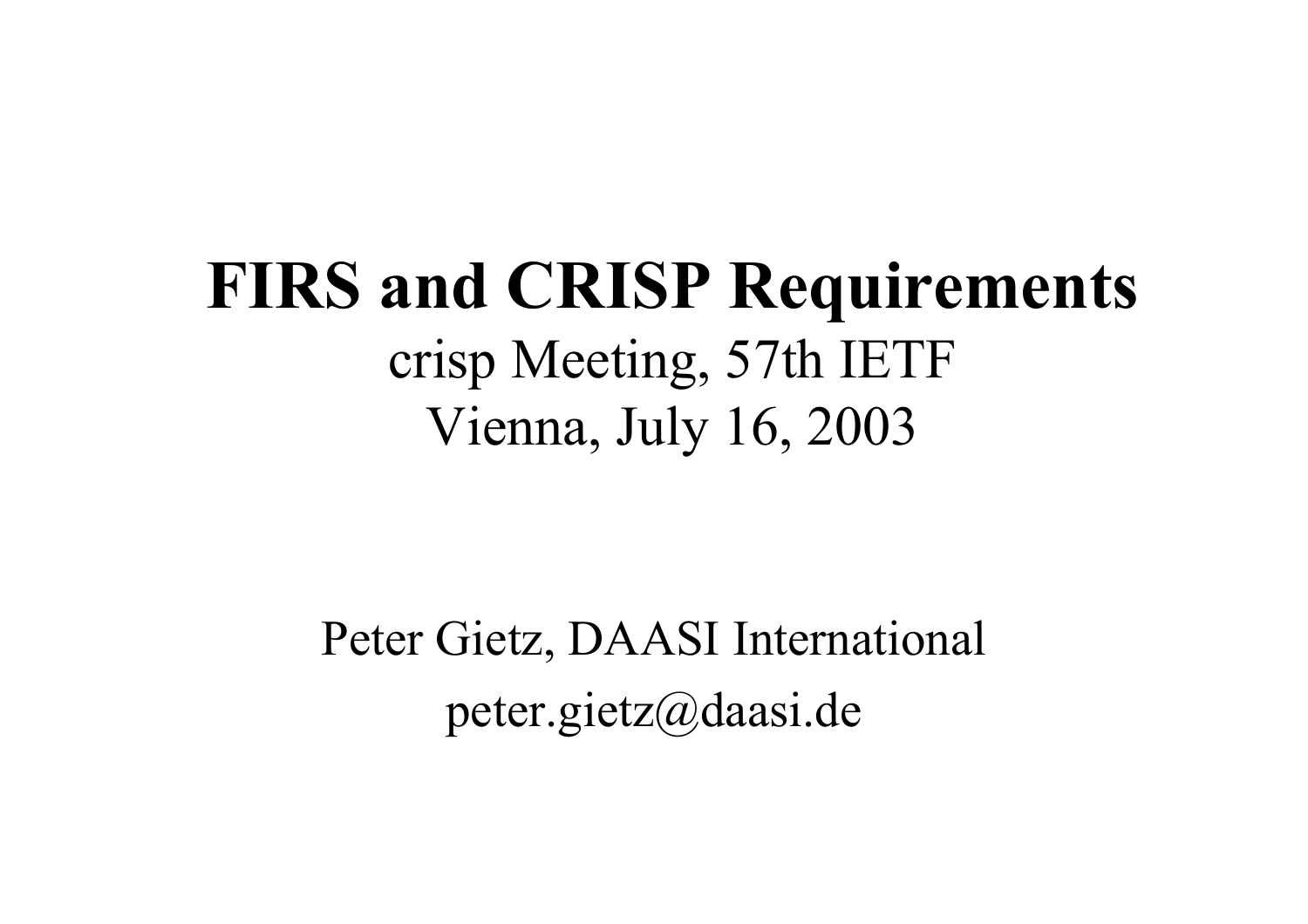# FIRS and CRISP Requirements

crisp Meeting, 57th IETF

Vienna, July 16, 2003

Peter Gietz, DAASI International

peter.gietz@daasi.de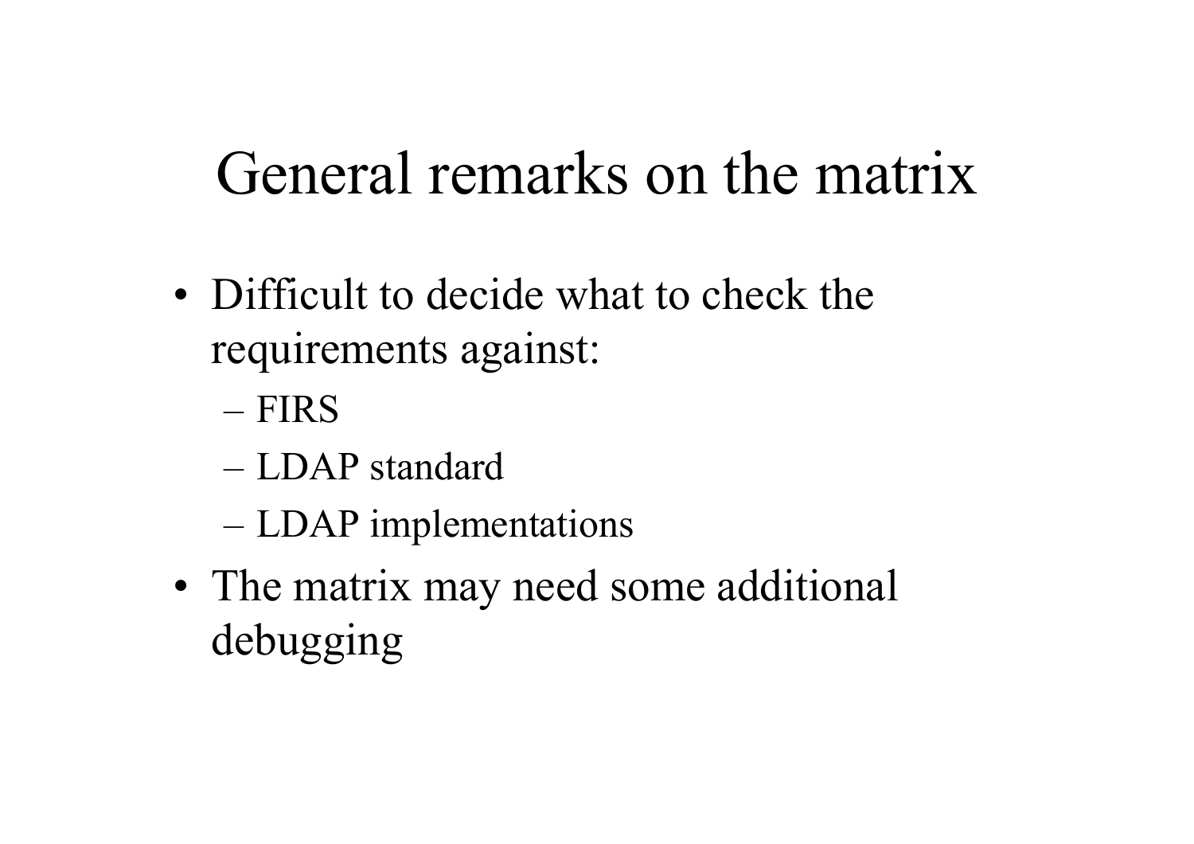# General remarks on the matrix

- Difficult to decide what to check the requirements against:
  - FIRS
  - LDAP standard
  - LDAP implementations
- The matrix may need some additional debugging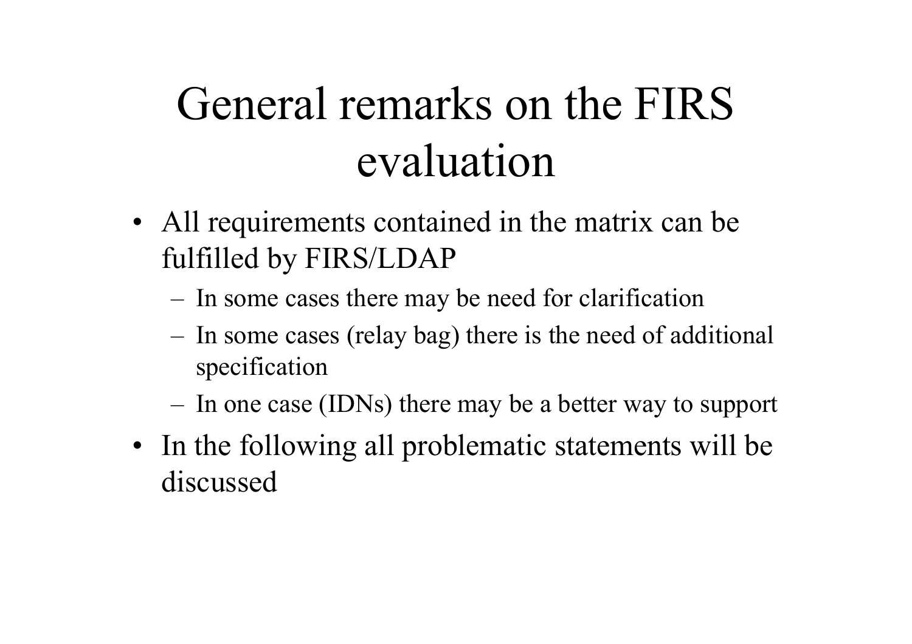# General remarks on the FIRS evaluation

- All requirements contained in the matrix can be fulfilled by FIRS/LDAP
  - In some cases there may be need for clarification
  - In some cases (relay bag) there is the need of additional specification
  - In one case (IDNs) there may be a better way to support
- In the following all problematic statements will be discussed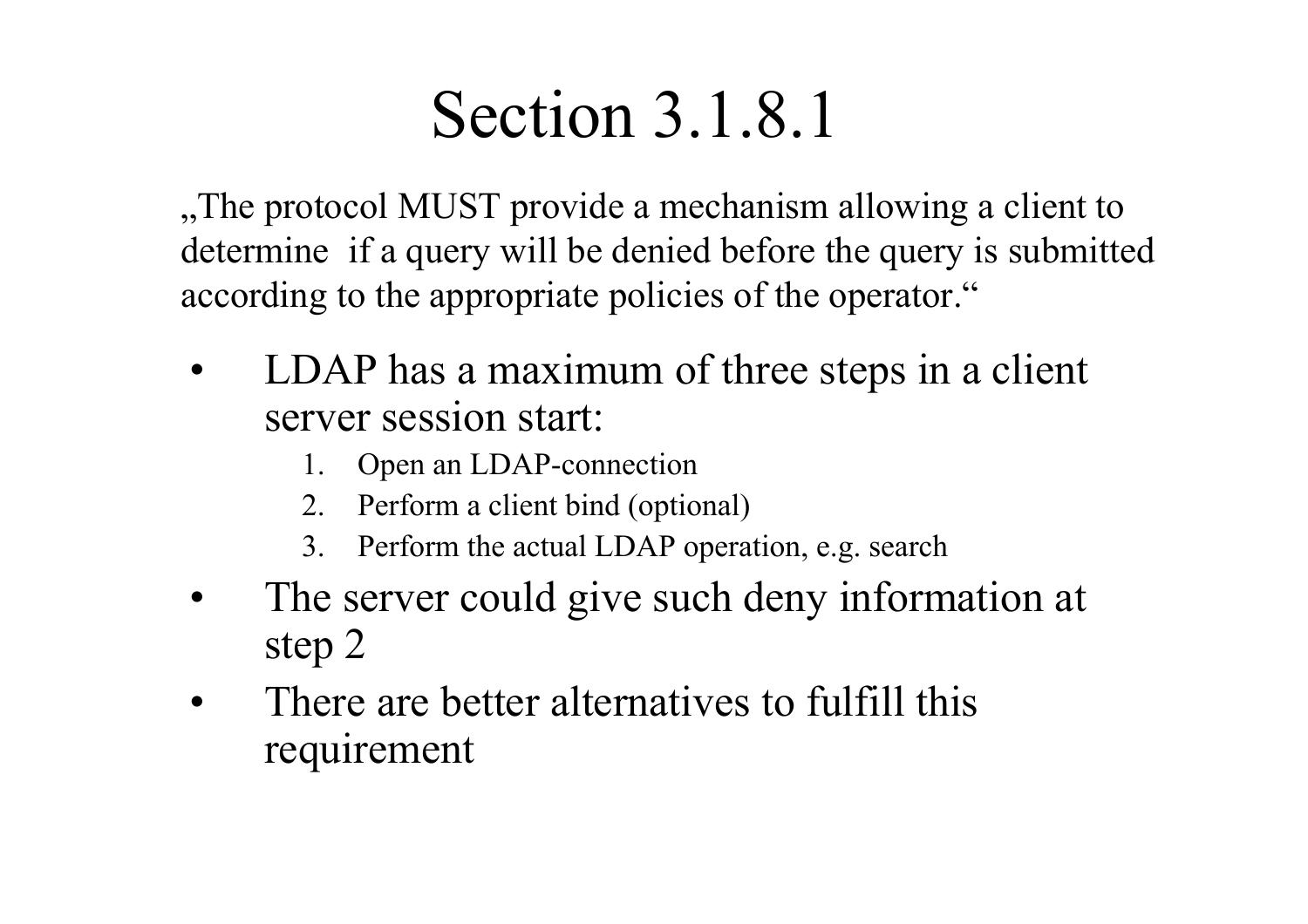# Section 3.1.8.1

„The protocol MUST provide a mechanism allowing a client to determine  if a query will be denied before the query is submitted according to the appropriate policies of the operator."

- LDAP has a maximum of three steps in a client server session start:
    1. Open an LDAP-connection
    2. Perform a client bind (optional)
    3. Perform the actual LDAP operation, e.g. search
- The server could give such deny information at step 2
- There are better alternatives to fulfill this requirement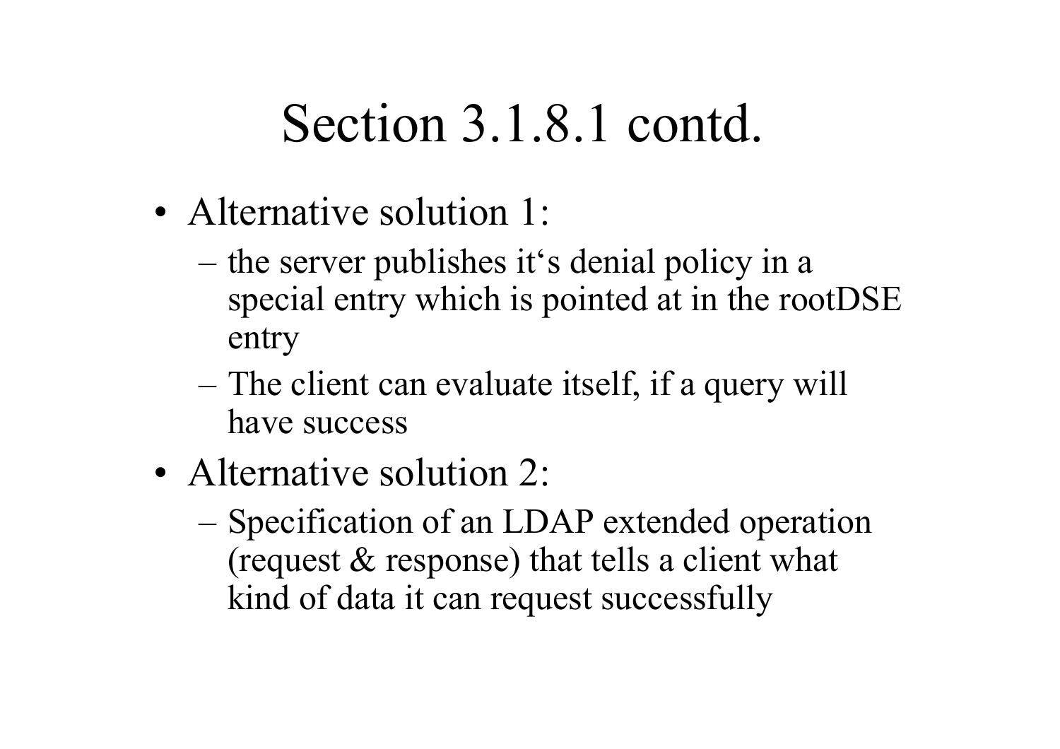# Section 3.1.8.1 contd.

- Alternative solution 1:
  - the server publishes it‘s denial policy in a special entry which is pointed at in the rootDSE entry
  - The client can evaluate itself, if a query will have success
- Alternative solution 2:
  - Specification of an LDAP extended operation (request & response) that tells a client what kind of data it can request successfully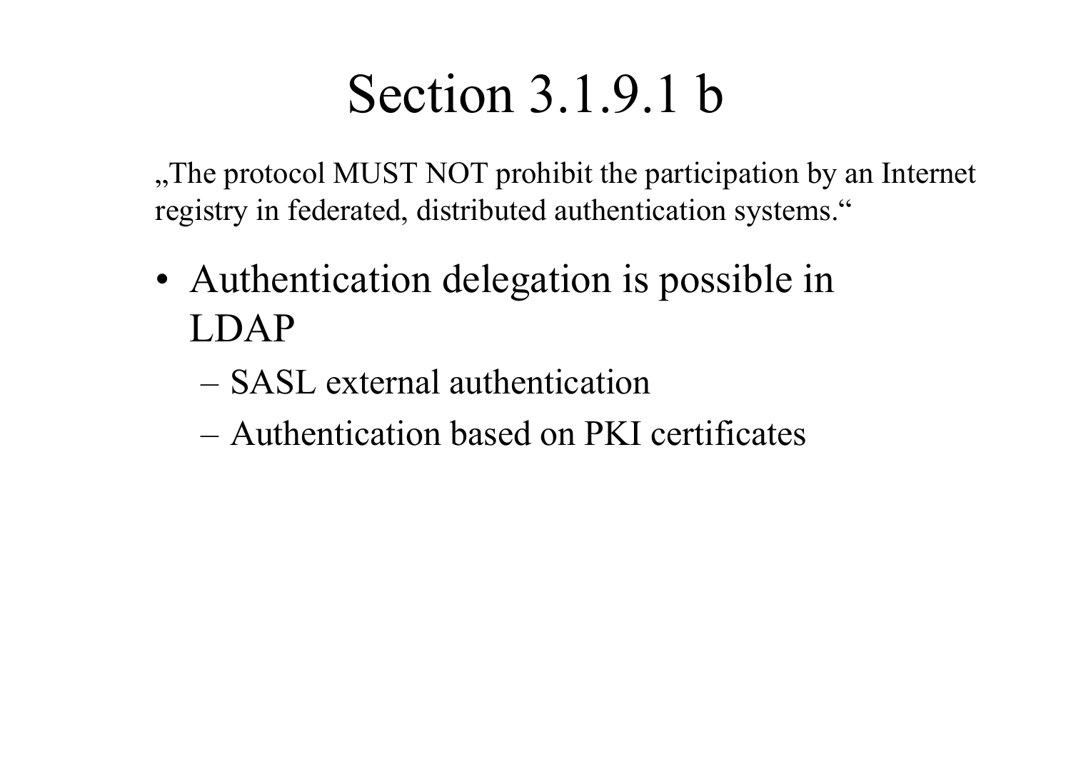# Section 3.1.9.1 b

„The protocol MUST NOT prohibit the participation by an Internet registry in federated, distributed authentication systems."

- Authentication delegation is possible in LDAP
  - SASL external authentication
  - Authentication based on PKI certificates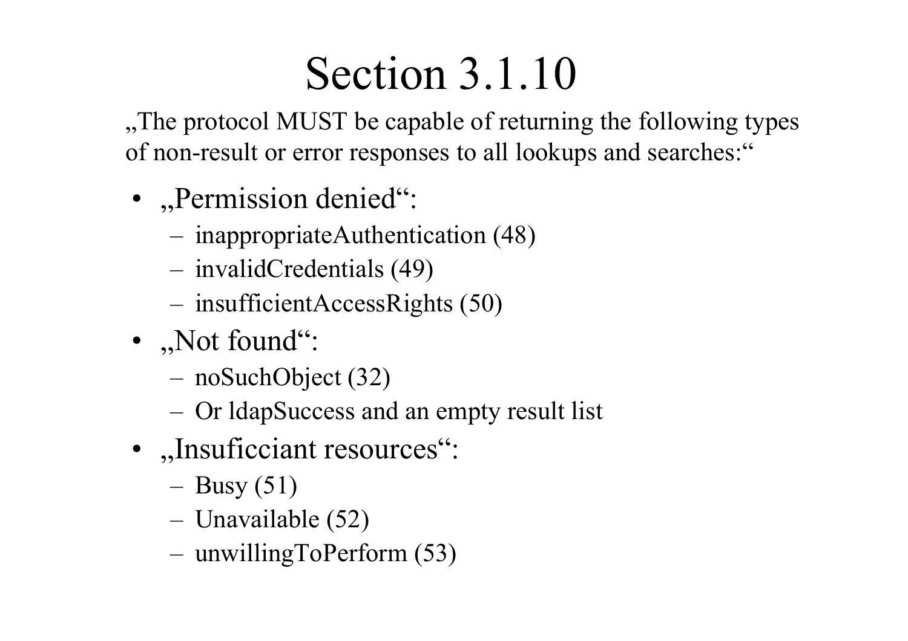# Section 3.1.10

„The protocol MUST be capable of returning the following types of non-result or error responses to all lookups and searches:“

- „Permission denied“:
  - inappropriateAuthentication (48)
  - invalidCredentials (49)
  - insufficientAccessRights (50)
- „Not found“:
  - noSuchObject (32)
  - Or ldapSuccess and an empty result list
- „Insuficciant resources“:
  - Busy (51)
  - Unavailable (52)
  - unwillingToPerform (53)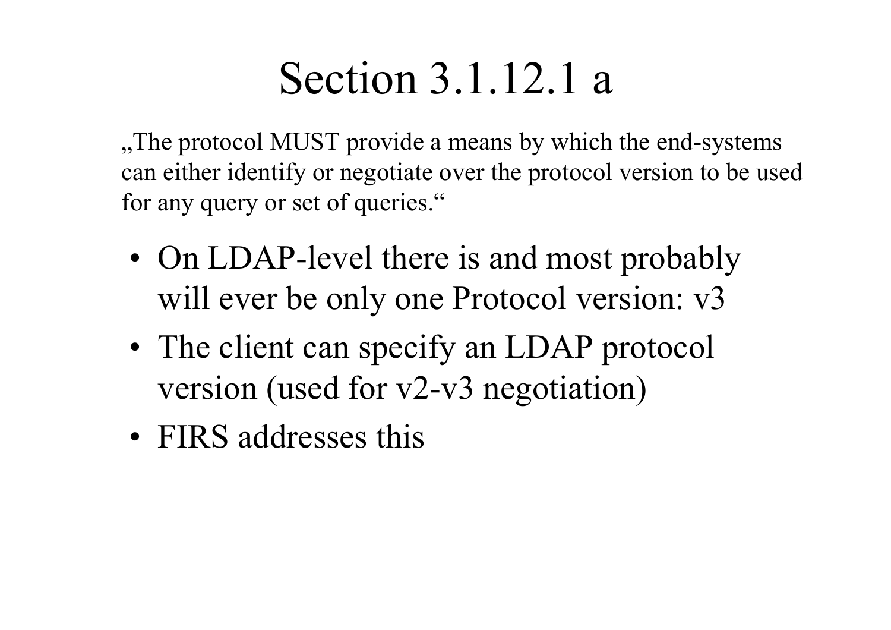# Section 3.1.12.1 a

„The protocol MUST provide a means by which the end-systems can either identify or negotiate over the protocol version to be used for any query or set of queries."

- On LDAP-level there is and most probably will ever be only one Protocol version: v3
- The client can specify an LDAP protocol version (used for v2-v3 negotiation)
- FIRS addresses this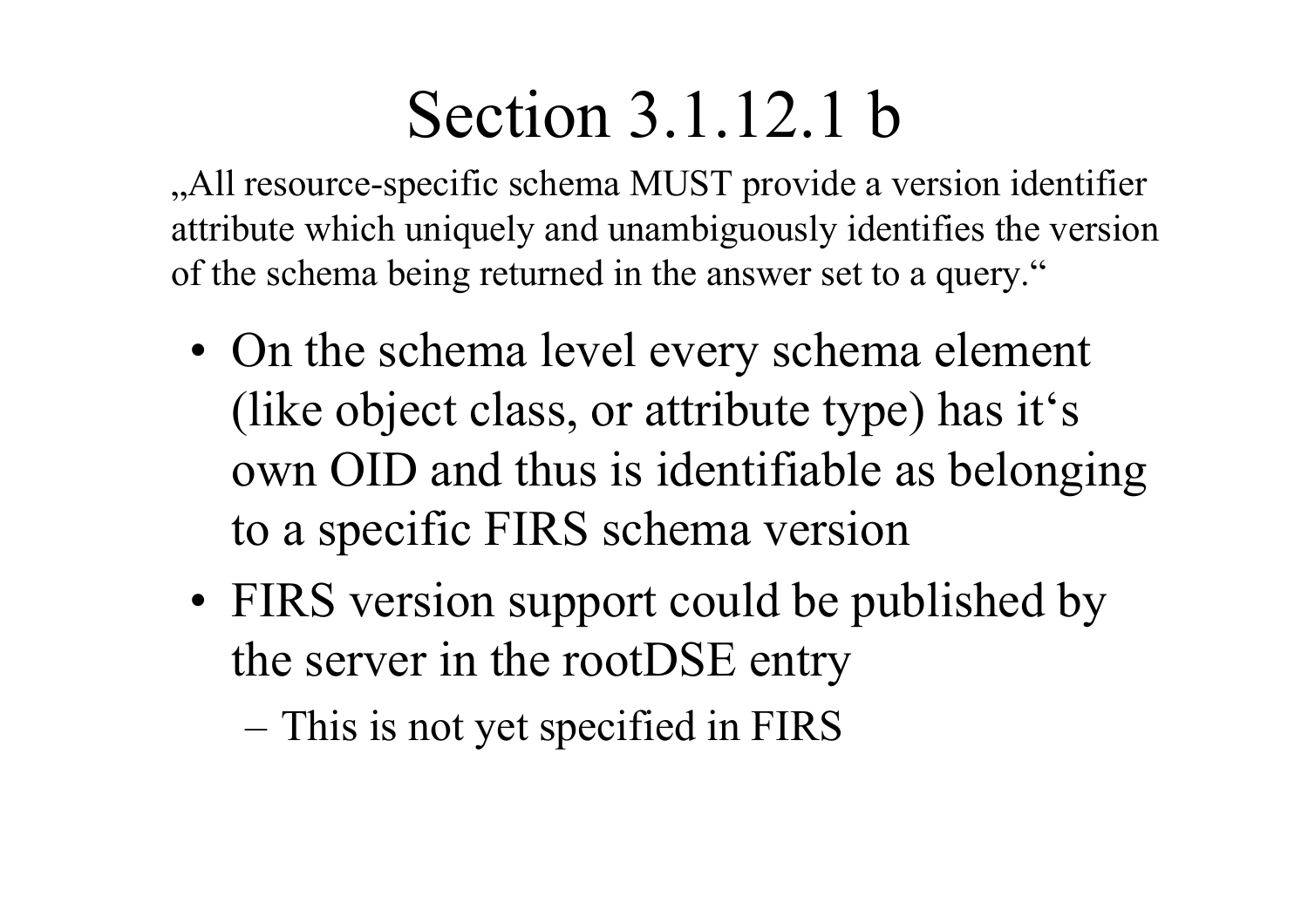# Section 3.1.12.1 b

„All resource-specific schema MUST provide a version identifier attribute which uniquely and unambiguously identifies the version of the schema being returned in the answer set to a query.“

- On the schema level every schema element (like object class, or attribute type) has it‘s own OID and thus is identifiable as belonging to a specific FIRS schema version
- FIRS version support could be published by the server in the rootDSE entry
  - This is not yet specified in FIRS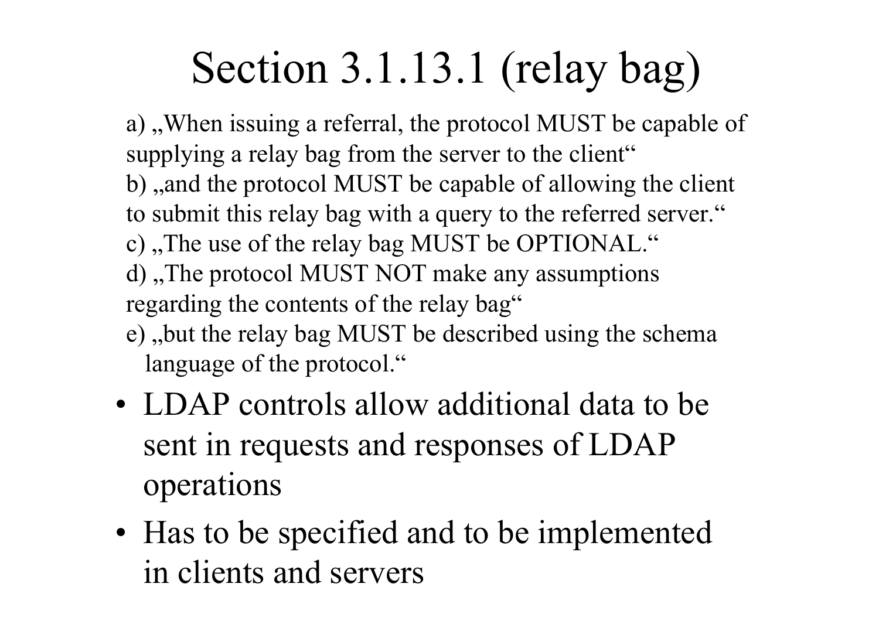# Section 3.1.13.1 (relay bag)

a) „When issuing a referral, the protocol MUST be capable of supplying a relay bag from the server to the client"
b) „and the protocol MUST be capable of allowing the client to submit this relay bag with a query to the referred server."
c) „The use of the relay bag MUST be OPTIONAL."
d) „The protocol MUST NOT make any assumptions regarding the contents of the relay bag"
e) „but the relay bag MUST be described using the schema language of the protocol."

- LDAP controls allow additional data to be sent in requests and responses of LDAP operations
- Has to be specified and to be implemented in clients and servers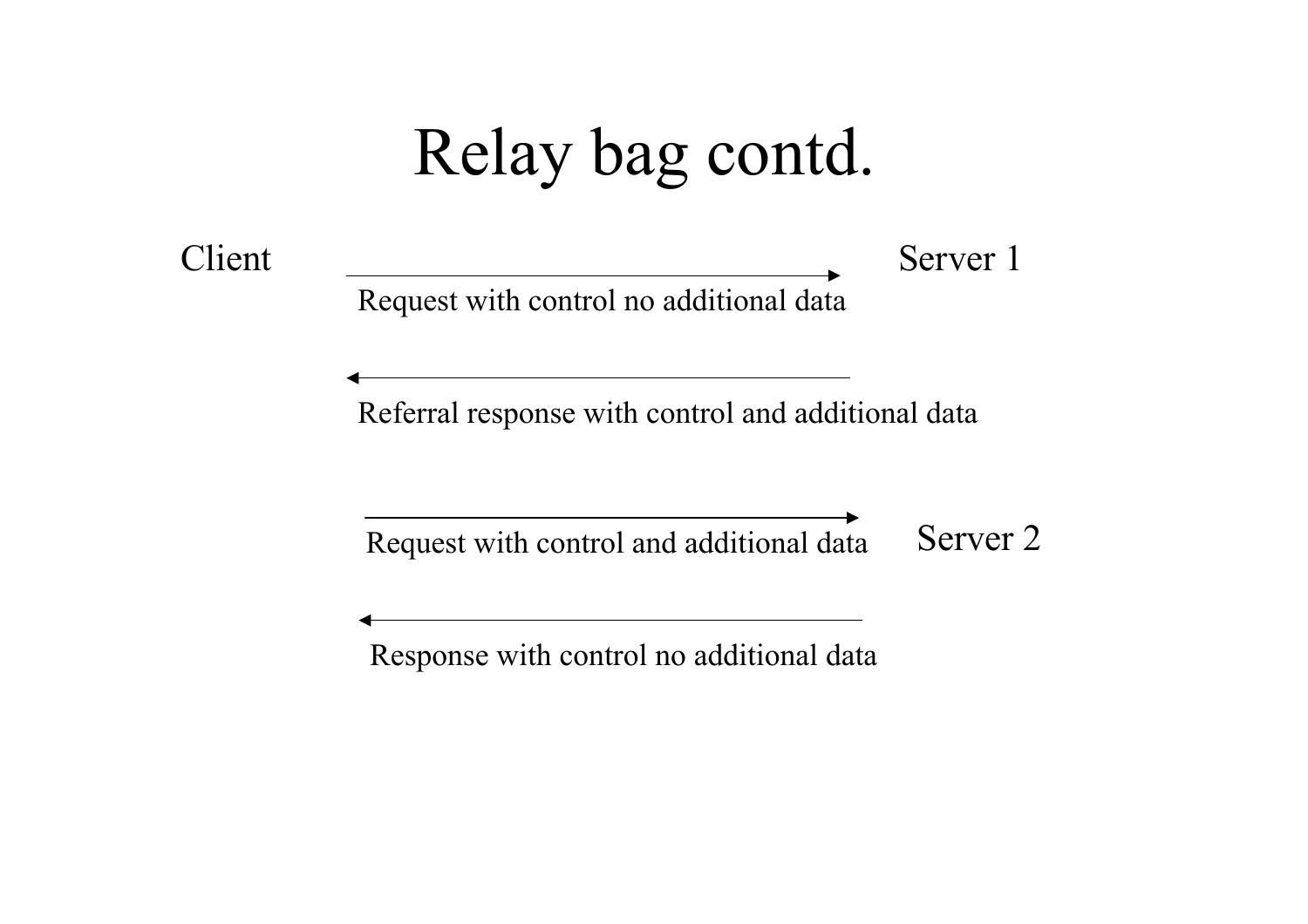# Relay bag contd.

Client

Server 1

Request with control no additional data

Referral response with control and additional data

Request with control and additional data

Server 2

Response with control no additional data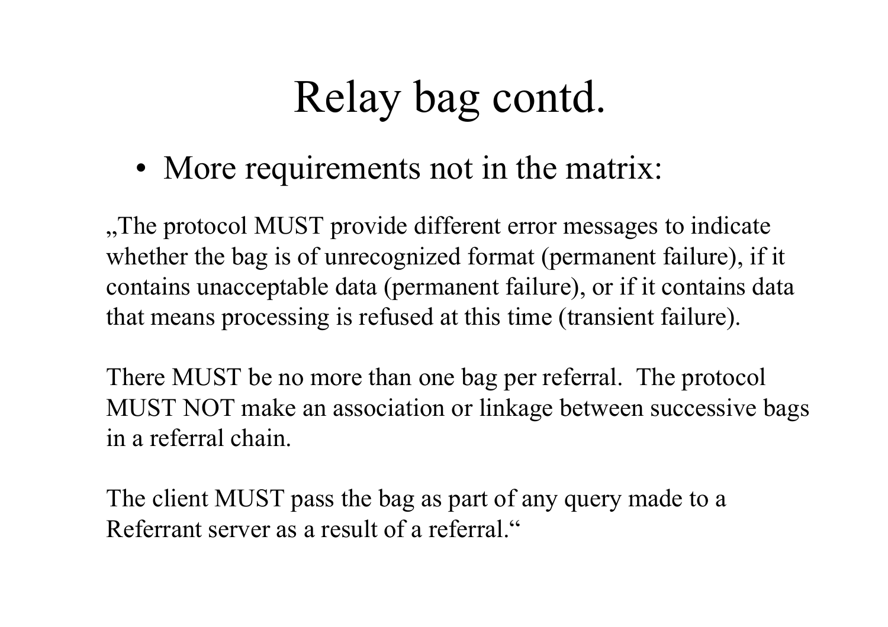# Relay bag contd.

- More requirements not in the matrix:

„The protocol MUST provide different error messages to indicate whether the bag is of unrecognized format (permanent failure), if it contains unacceptable data (permanent failure), or if it contains data that means processing is refused at this time (transient failure).

There MUST be no more than one bag per referral. The protocol MUST NOT make an association or linkage between successive bags in a referral chain.

The client MUST pass the bag as part of any query made to a Referrant server as a result of a referral."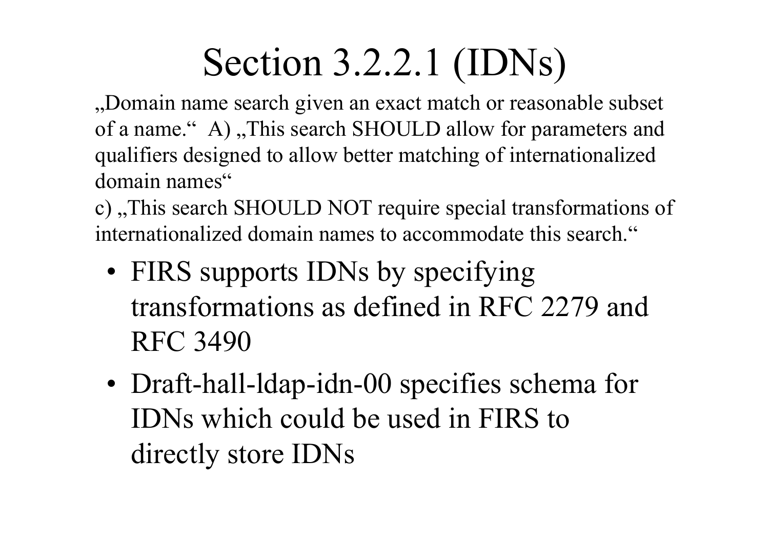# Section 3.2.2.1 (IDNs)

„Domain name search given an exact match or reasonable subset of a name." A) „This search SHOULD allow for parameters and qualifiers designed to allow better matching of internationalized domain names"
c) „This search SHOULD NOT require special transformations of internationalized domain names to accommodate this search."

- FIRS supports IDNs by specifying transformations as defined in RFC 2279 and RFC 3490
- Draft-hall-ldap-idn-00 specifies schema for IDNs which could be used in FIRS to directly store IDNs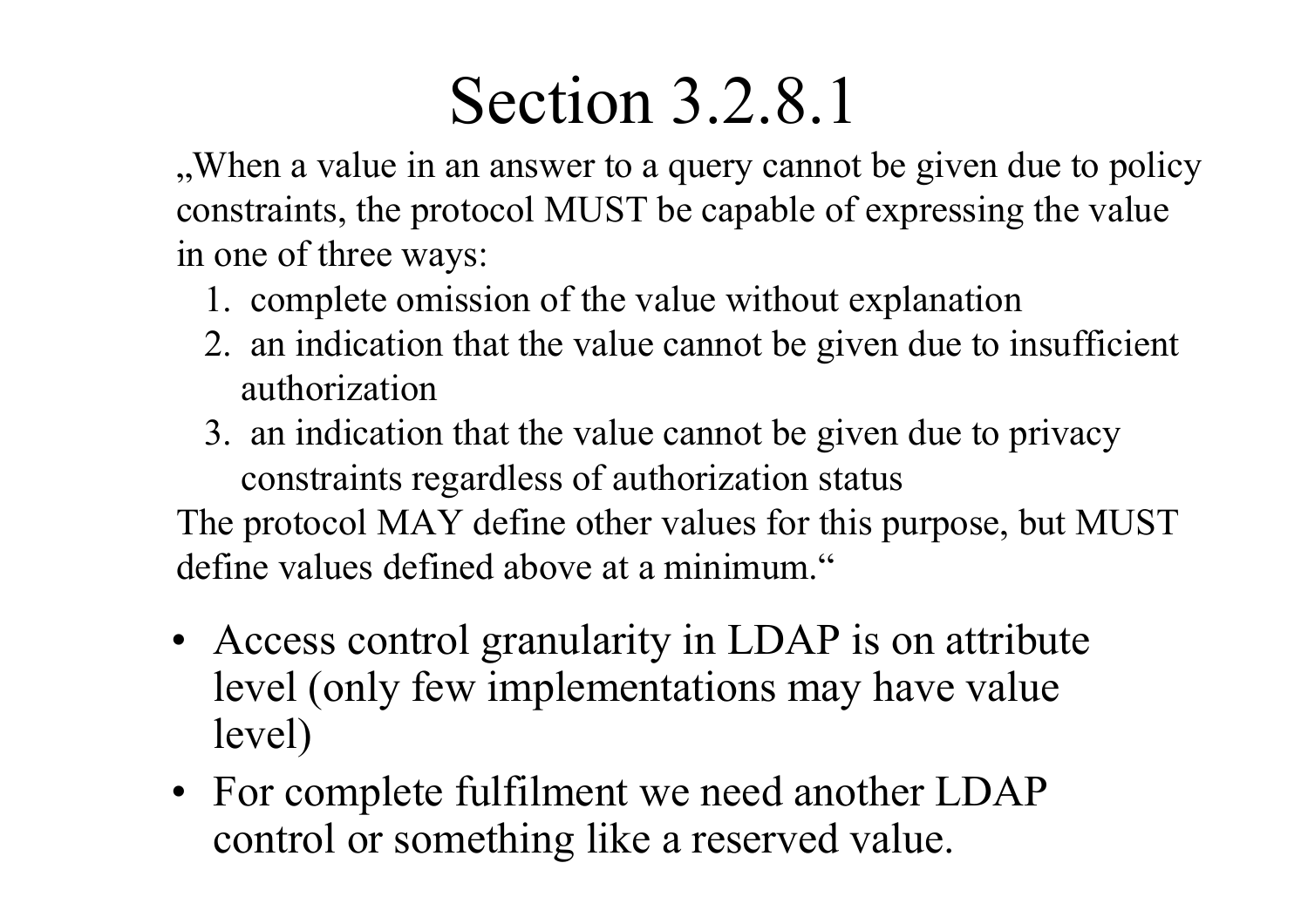# Section 3.2.8.1

„When a value in an answer to a query cannot be given due to policy constraints, the protocol MUST be capable of expressing the value in one of three ways:

1. complete omission of the value without explanation
2. an indication that the value cannot be given due to insufficient authorization
3. an indication that the value cannot be given due to privacy constraints regardless of authorization status

The protocol MAY define other values for this purpose, but MUST define values defined above at a minimum.“

- Access control granularity in LDAP is on attribute level (only few implementations may have value level)
- For complete fulfilment we need another LDAP control or something like a reserved value.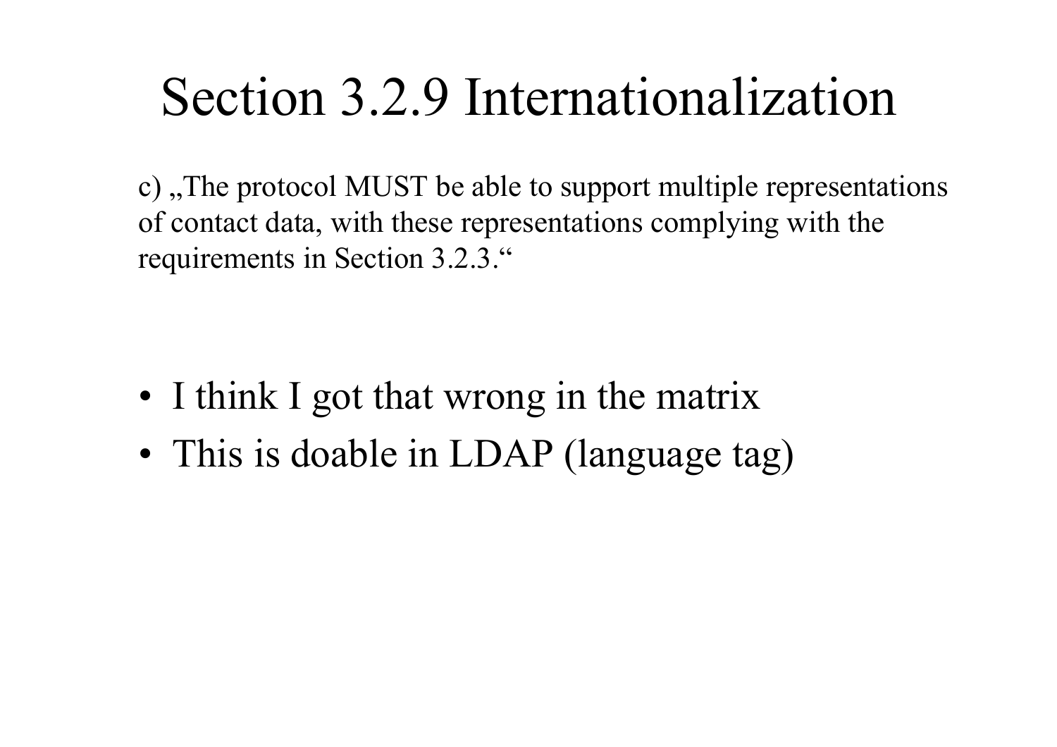# Section 3.2.9 Internationalization

c) „The protocol MUST be able to support multiple representations of contact data, with these representations complying with the requirements in Section 3.2.3.“

- I think I got that wrong in the matrix
- This is doable in LDAP (language tag)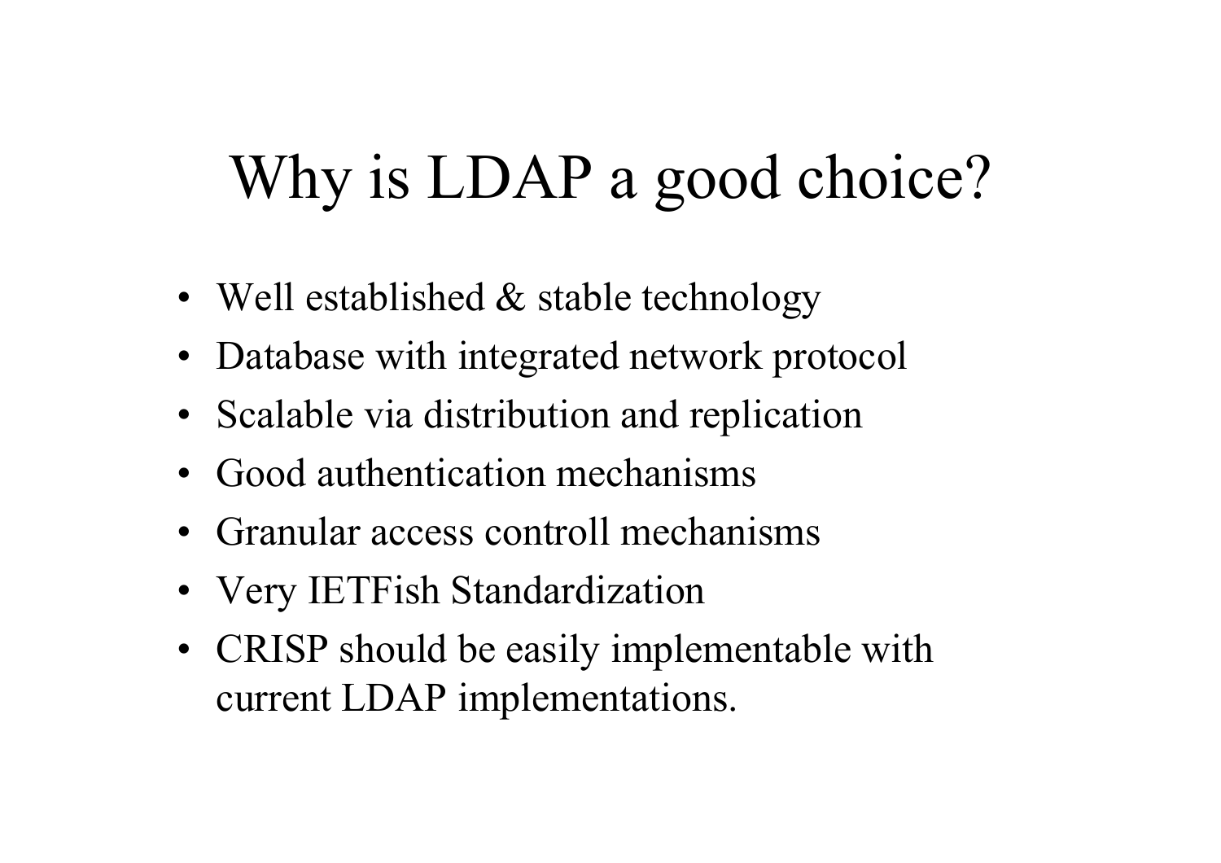# Why is LDAP a good choice?

- Well established & stable technology
- Database with integrated network protocol
- Scalable via distribution and replication
- Good authentication mechanisms
- Granular access controll mechanisms
- Very IETFish Standardization
- CRISP should be easily implementable with current LDAP implementations.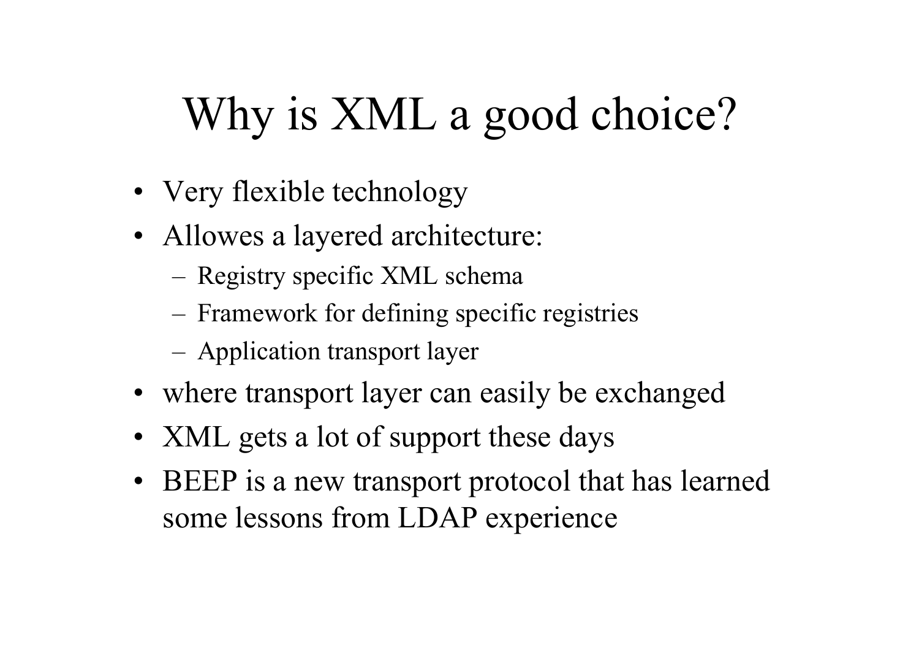# Why is XML a good choice?

- Very flexible technology
- Allowes a layered architecture:
  - Registry specific XML schema
  - Framework for defining specific registries
  - Application transport layer
- where transport layer can easily be exchanged
- XML gets a lot of support these days
- BEEP is a new transport protocol that has learned some lessons from LDAP experience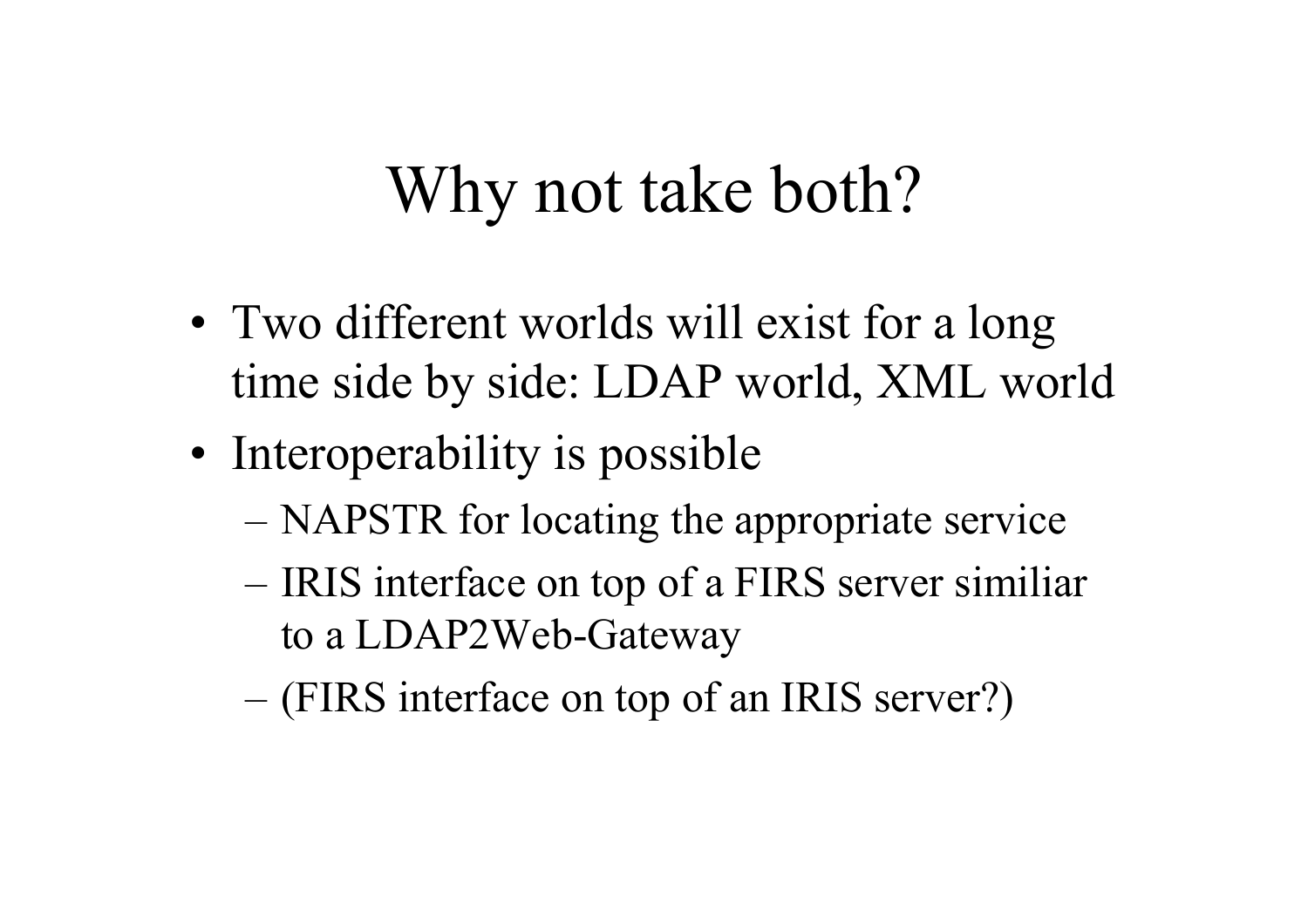# Why not take both?

- Two different worlds will exist for a long time side by side: LDAP world, XML world
- Interoperability is possible
  - NAPSTR for locating the appropriate service
  - IRIS interface on top of a FIRS server similiar to a LDAP2Web-Gateway
  - (FIRS interface on top of an IRIS server?)